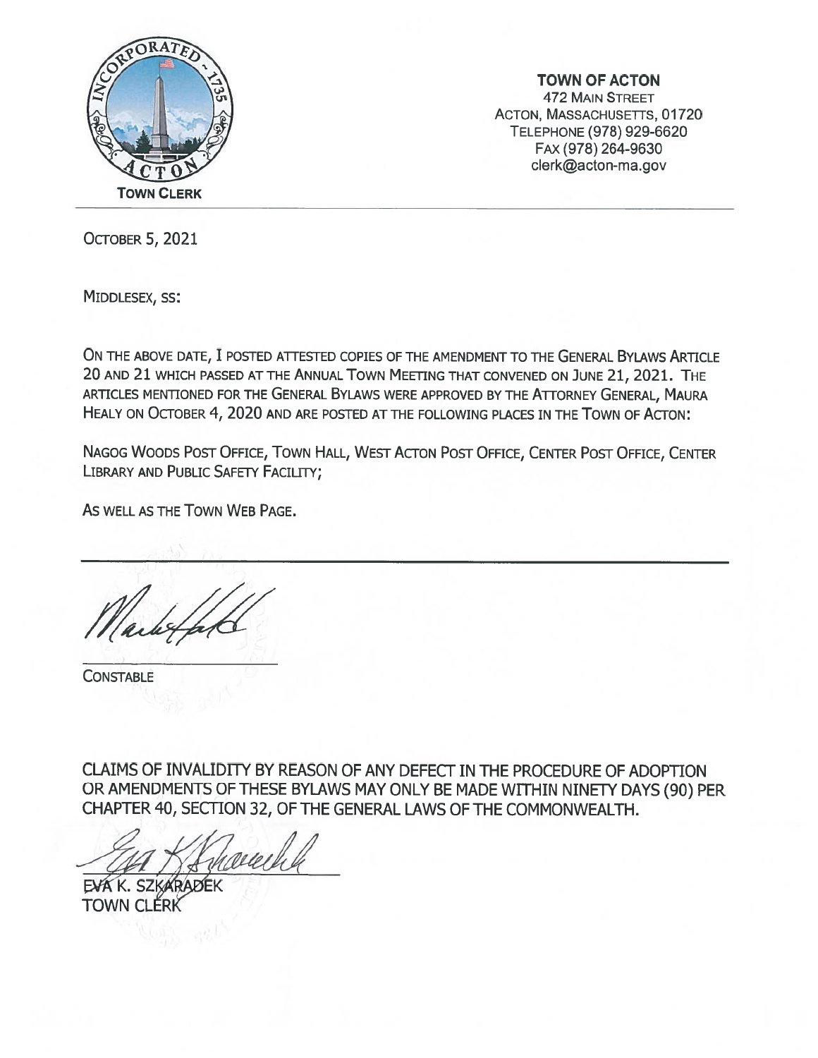**TOWN OF ACTON**
472 MAIN STREET
ACTON, MASSACHUSETTS, 01720
TELEPHONE (978) 929-6620
FAX (978) 264-9630
clerk@acton-ma.gov

TOWN CLERK

OCTOBER 5, 2021

MIDDLESEX, SS:

ON THE ABOVE DATE, I POSTED ATTESTED COPIES OF THE AMENDMENT TO THE GENERAL BYLAWS ARTICLE 20 AND 21 WHICH PASSED AT THE ANNUAL TOWN MEETING THAT CONVENED ON JUNE 21, 2021. THE ARTICLES MENTIONED FOR THE GENERAL BYLAWS WERE APPROVED BY THE ATTORNEY GENERAL, MAURA HEALY ON OCTOBER 4, 2020 AND ARE POSTED AT THE FOLLOWING PLACES IN THE TOWN OF ACTON:

NAGOG WOODS POST OFFICE, TOWN HALL, WEST ACTON POST OFFICE, CENTER POST OFFICE, CENTER LIBRARY AND PUBLIC SAFETY FACILITY;

AS WELL AS THE TOWN WEB PAGE.

CONSTABLE

CLAIMS OF INVALIDITY BY REASON OF ANY DEFECT IN THE PROCEDURE OF ADOPTION OR AMENDMENTS OF THESE BYLAWS MAY ONLY BE MADE WITHIN NINETY DAYS (90) PER CHAPTER 40, SECTION 32, OF THE GENERAL LAWS OF THE COMMONWEALTH.

EVA K. SZKARADEK
TOWN CLERK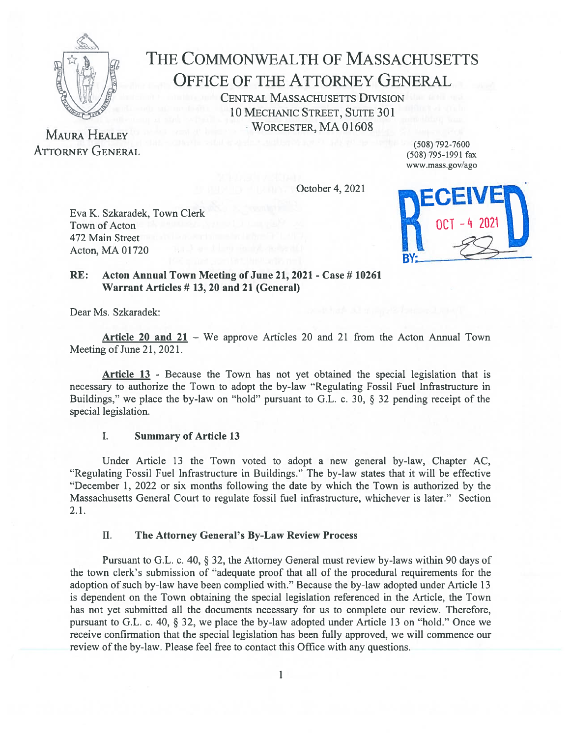# THE COMMONWEALTH OF MASSACHUSETTS
## OFFICE OF THE ATTORNEY GENERAL

CENTRAL MASSACHUSETTS DIVISION
10 MECHANIC STREET, SUITE 301
WORCESTER, MA 01608

MAURA HEALEY
ATTORNEY GENERAL

(508) 792-7600
(508) 795-1991 fax
www.mass.gov/ago

October 4, 2021

RECEIVED
OCT - 4 2021
BY:

Eva K. Szkaradek, Town Clerk
Town of Acton
472 Main Street
Acton, MA 01720

**RE: Acton Annual Town Meeting of June 21, 2021 - Case # 10261**
**Warrant Articles # 13, 20 and 21 (General)**

Dear Ms. Szkaradek:

**Article 20 and 21** – We approve Articles 20 and 21 from the Acton Annual Town Meeting of June 21, 2021.

**Article 13** - Because the Town has not yet obtained the special legislation that is necessary to authorize the Town to adopt the by-law "Regulating Fossil Fuel Infrastructure in Buildings," we place the by-law on "hold" pursuant to G.L. c. 30, § 32 pending receipt of the special legislation.

### I. Summary of Article 13

Under Article 13 the Town voted to adopt a new general by-law, Chapter AC, "Regulating Fossil Fuel Infrastructure in Buildings." The by-law states that it will be effective "December 1, 2022 or six months following the date by which the Town is authorized by the Massachusetts General Court to regulate fossil fuel infrastructure, whichever is later." Section 2.1.

### II. The Attorney General's By-Law Review Process

Pursuant to G.L. c. 40, § 32, the Attorney General must review by-laws within 90 days of the town clerk's submission of "adequate proof that all of the procedural requirements for the adoption of such by-law have been complied with." Because the by-law adopted under Article 13 is dependent on the Town obtaining the special legislation referenced in the Article, the Town has not yet submitted all the documents necessary for us to complete our review. Therefore, pursuant to G.L. c. 40, § 32, we place the by-law adopted under Article 13 on "hold." Once we receive confirmation that the special legislation has been fully approved, we will commence our review of the by-law. Please feel free to contact this Office with any questions.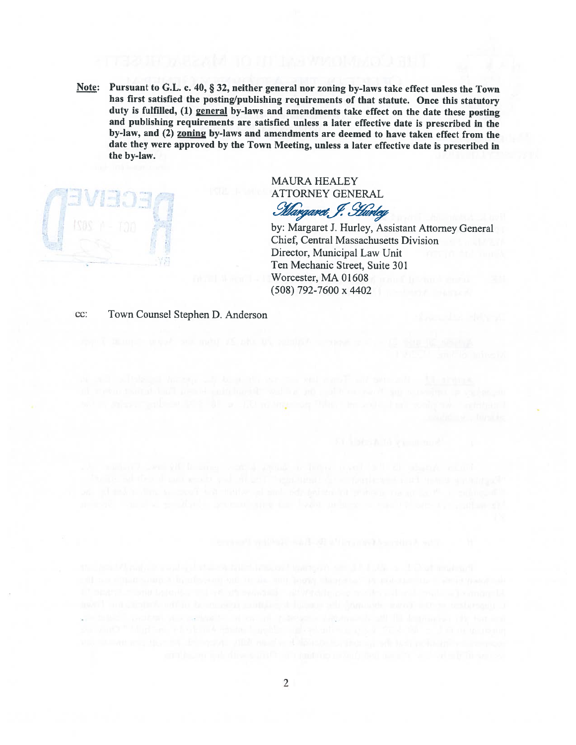**Note: Pursuant to G.L. c. 40, § 32, neither general nor zoning by-laws take effect unless the Town has first satisfied the posting/publishing requirements of that statute. Once this statutory duty is fulfilled, (1) <u>general</u> by-laws and amendments take effect on the date these posting and publishing requirements are satisfied unless a later effective date is prescribed in the by-law, and (2) <u>zoning</u> by-laws and amendments are deemed to have taken effect from the date they were approved by the Town Meeting, unless a later effective date is prescribed in the by-law.**

MAURA HEALEY
ATTORNEY GENERAL

*Margaret J. Hurley*

by: Margaret J. Hurley, Assistant Attorney General
Chief, Central Massachusetts Division
Director, Municipal Law Unit
Ten Mechanic Street, Suite 301
Worcester, MA 01608
(508) 792-7600 x 4402

RECEIVED
OCT - 4 2021

cc: Town Counsel Stephen D. Anderson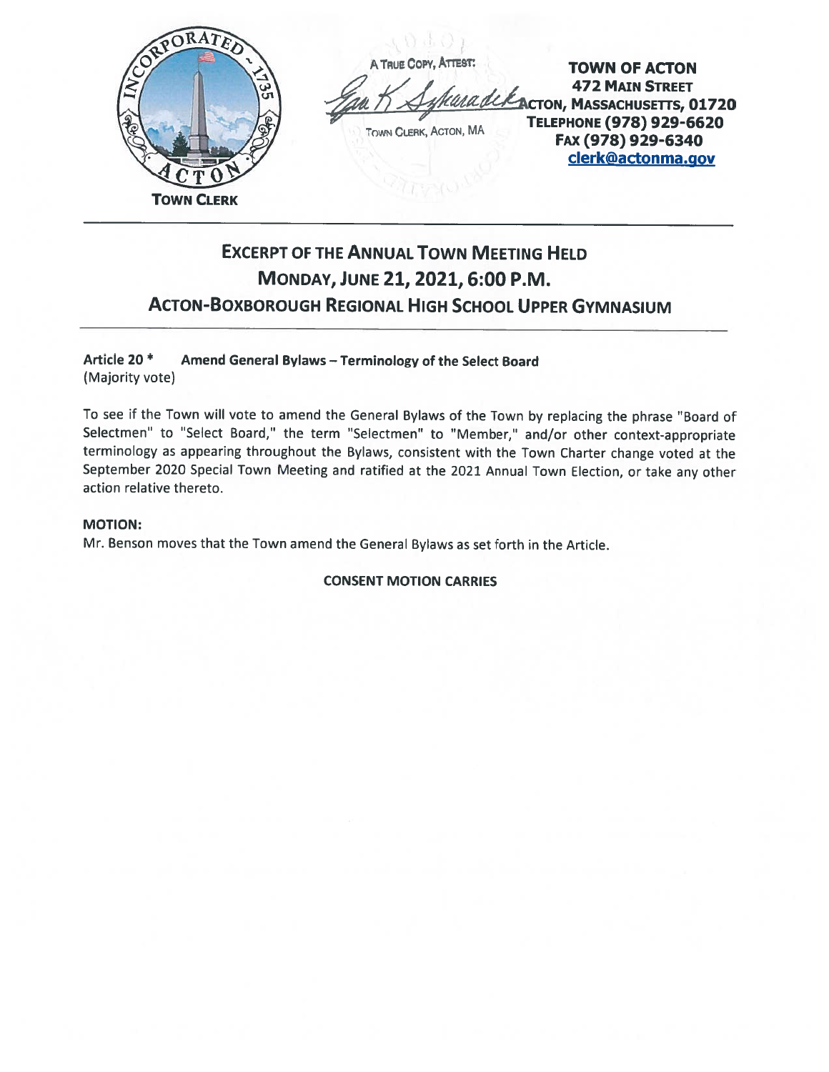TOWN CLERK

A TRUE COPY, ATTEST:

TOWN CLERK, ACTON, MA

**TOWN OF ACTON**
**472 MAIN STREET**
**ACTON, MASSACHUSETTS, 01720**
**TELEPHONE (978) 929-6620**
**FAX (978) 929-6340**
**clerk@actonma.gov**

# EXCERPT OF THE ANNUAL TOWN MEETING HELD MONDAY, JUNE 21, 2021, 6:00 P.M. ACTON-BOXBOROUGH REGIONAL HIGH SCHOOL UPPER GYMNASIUM

**Article 20 * Amend General Bylaws – Terminology of the Select Board**
(Majority vote)

To see if the Town will vote to amend the General Bylaws of the Town by replacing the phrase "Board of Selectmen" to "Select Board," the term "Selectmen" to "Member," and/or other context-appropriate terminology as appearing throughout the Bylaws, consistent with the Town Charter change voted at the September 2020 Special Town Meeting and ratified at the 2021 Annual Town Election, or take any other action relative thereto.

**MOTION:**
Mr. Benson moves that the Town amend the General Bylaws as set forth in the Article.

**CONSENT MOTION CARRIES**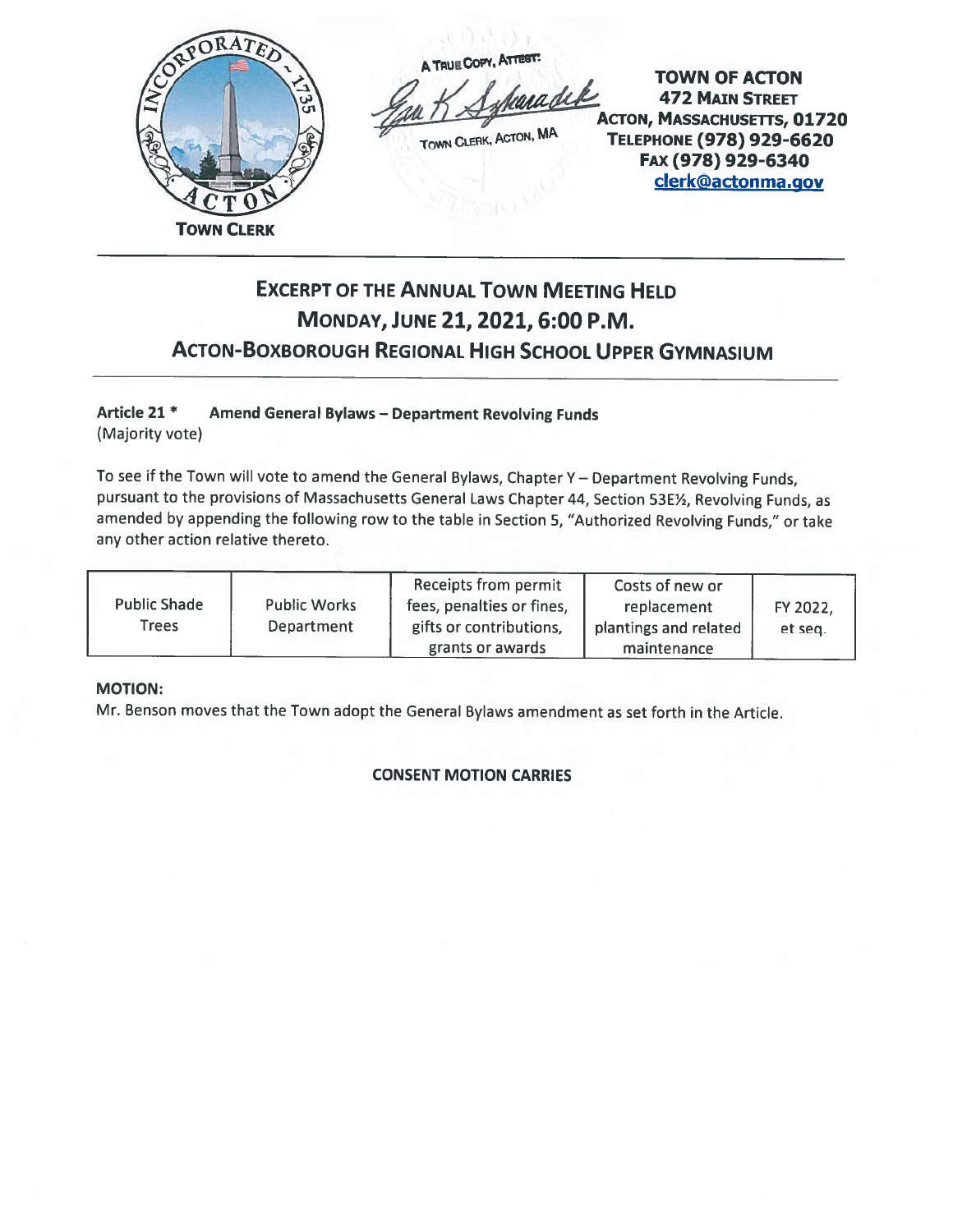A TRUE COPY, ATTEST:

TOWN CLERK, ACTON, MA

**TOWN OF ACTON**
**472 MAIN STREET**
**ACTON, MASSACHUSETTS, 01720**
**TELEPHONE (978) 929-6620**
**FAX (978) 929-6340**
**clerk@actonma.gov**

**TOWN CLERK**

# EXCERPT OF THE ANNUAL TOWN MEETING HELD MONDAY, JUNE 21, 2021, 6:00 P.M. ACTON-BOXBOROUGH REGIONAL HIGH SCHOOL UPPER GYMNASIUM

**Article 21 \*** **Amend General Bylaws – Department Revolving Funds**
(Majority vote)

To see if the Town will vote to amend the General Bylaws, Chapter Y – Department Revolving Funds, pursuant to the provisions of Massachusetts General Laws Chapter 44, Section 53E½, Revolving Funds, as amended by appending the following row to the table in Section 5, "Authorized Revolving Funds," or take any other action relative thereto.

| | | | | |
|---|---|---|---|---|
| Public Shade Trees | Public Works Department | Receipts from permit fees, penalties or fines, gifts or contributions, grants or awards | Costs of new or replacement plantings and related maintenance | FY 2022, et seq. |

**MOTION:**
Mr. Benson moves that the Town adopt the General Bylaws amendment as set forth in the Article.

**CONSENT MOTION CARRIES**